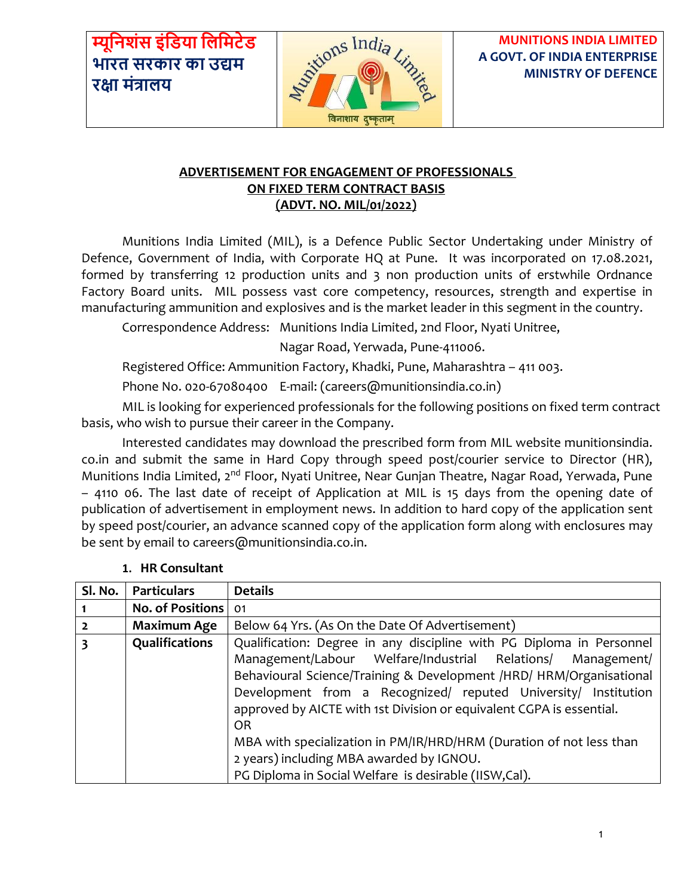म्यूनिशंस इंडिया लिमिटेड
भारत सरकार का उद्यम
रक्षा मंत्रालय

**MUNITIONS INDIA LIMITED**
**A GOVT. OF INDIA ENTERPRISE**
**MINISTRY OF DEFENCE**

विनाशाय दुष्कृताम्

## ADVERTISEMENT FOR ENGAGEMENT OF PROFESSIONALS ON FIXED TERM CONTRACT BASIS (ADVT. NO. MIL/01/2022)

Munitions India Limited (MIL), is a Defence Public Sector Undertaking under Ministry of Defence, Government of India, with Corporate HQ at Pune. It was incorporated on 17.08.2021, formed by transferring 12 production units and 3 non production units of erstwhile Ordnance Factory Board units. MIL possess vast core competency, resources, strength and expertise in manufacturing ammunition and explosives and is the market leader in this segment in the country.

Correspondence Address: Munitions India Limited, 2nd Floor, Nyati Unitree,
Nagar Road, Yerwada, Pune-411006.

Registered Office: Ammunition Factory, Khadki, Pune, Maharashtra – 411 003.

Phone No. 020-67080400 E-mail: (careers@munitionsindia.co.in)

MIL is looking for experienced professionals for the following positions on fixed term contract basis, who wish to pursue their career in the Company.

Interested candidates may download the prescribed form from MIL website munitionsindia.co.in and submit the same in Hard Copy through speed post/courier service to Director (HR), Munitions India Limited, 2nd Floor, Nyati Unitree, Near Gunjan Theatre, Nagar Road, Yerwada, Pune – 4110 06. The last date of receipt of Application at MIL is 15 days from the opening date of publication of advertisement in employment news. In addition to hard copy of the application sent by speed post/courier, an advance scanned copy of the application form along with enclosures may be sent by email to careers@munitionsindia.co.in.

### 1. HR Consultant

| Sl. No. | Particulars | Details |
|---|---|---|
| 1 | No. of Positions | 01 |
| 2 | Maximum Age | Below 64 Yrs. (As On the Date Of Advertisement) |
| 3 | Qualifications | Qualification: Degree in any discipline with PG Diploma in Personnel Management/Labour Welfare/Industrial Relations/ Management/ Behavioural Science/Training & Development /HRD/ HRM/Organisational Development from a Recognized/ reputed University/ Institution approved by AICTE with 1st Division or equivalent CGPA is essential.<br>OR<br>MBA with specialization in PM/IR/HRD/HRM (Duration of not less than 2 years) including MBA awarded by IGNOU.<br>PG Diploma in Social Welfare is desirable (IISW,Cal). |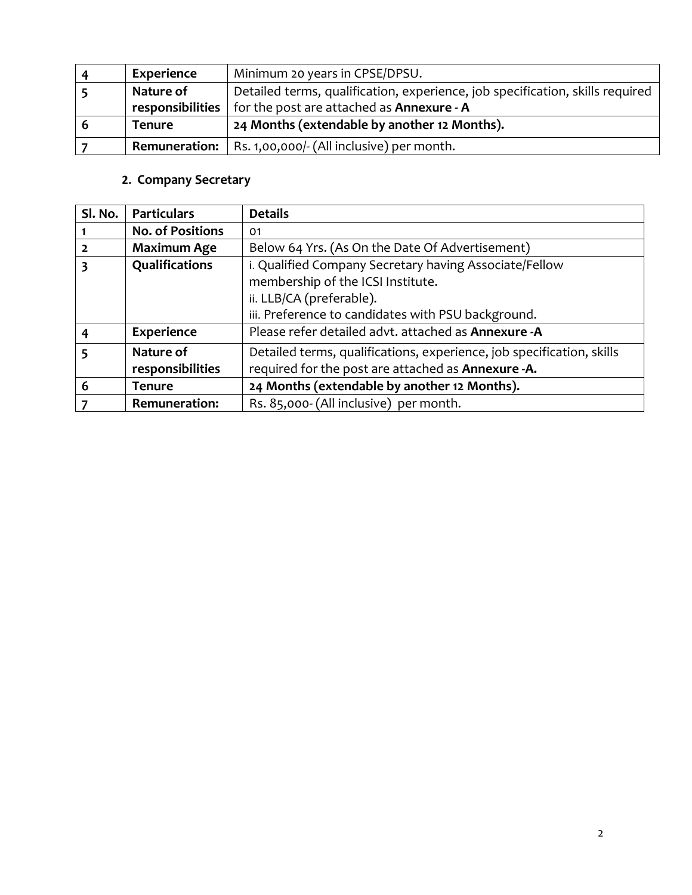| | | |
|---|---|---|
| 4 | **Experience** | Minimum 20 years in CPSE/DPSU. |
| 5 | **Nature of responsibilities** | Detailed terms, qualification, experience, job specification, skills required for the post are attached as **Annexure - A** |
| 6 | **Tenure** | **24 Months (extendable by another 12 Months).** |
| 7 | **Remuneration:** | Rs. 1,00,000/- (All inclusive) per month. |

**2. Company Secretary**

| Sl. No. | Particulars | Details |
|---|---|---|
| 1 | **No. of Positions** | 01 |
| 2 | **Maximum Age** | Below 64 Yrs. (As On the Date Of Advertisement) |
| 3 | **Qualifications** | i. Qualified Company Secretary having Associate/Fellow membership of the ICSI Institute.<br>ii. LLB/CA (preferable).<br>iii. Preference to candidates with PSU background. |
| 4 | **Experience** | Please refer detailed advt. attached as **Annexure -A** |
| 5 | **Nature of responsibilities** | Detailed terms, qualifications, experience, job specification, skills required for the post are attached as **Annexure -A.** |
| 6 | **Tenure** | **24 Months (extendable by another 12 Months).** |
| 7 | **Remuneration:** | Rs. 85,000- (All inclusive) per month. |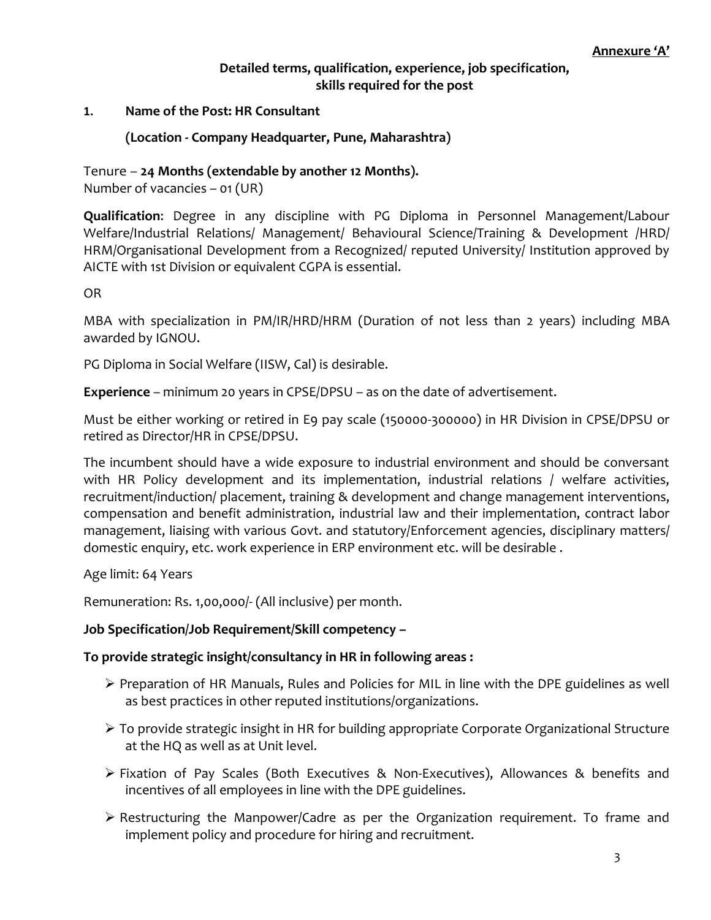**Annexure 'A'**

**Detailed terms, qualification, experience, job specification, skills required for the post**

**1. Name of the Post: HR Consultant**

**(Location - Company Headquarter, Pune, Maharashtra)**

Tenure – **24 Months (extendable by another 12 Months).**
Number of vacancies – 01 (UR)

**Qualification**: Degree in any discipline with PG Diploma in Personnel Management/Labour Welfare/Industrial Relations/ Management/ Behavioural Science/Training & Development /HRD/ HRM/Organisational Development from a Recognized/ reputed University/ Institution approved by AICTE with 1st Division or equivalent CGPA is essential.

OR

MBA with specialization in PM/IR/HRD/HRM (Duration of not less than 2 years) including MBA awarded by IGNOU.

PG Diploma in Social Welfare (IISW, Cal) is desirable.

**Experience** – minimum 20 years in CPSE/DPSU – as on the date of advertisement.

Must be either working or retired in E9 pay scale (150000-300000) in HR Division in CPSE/DPSU or retired as Director/HR in CPSE/DPSU.

The incumbent should have a wide exposure to industrial environment and should be conversant with HR Policy development and its implementation, industrial relations / welfare activities, recruitment/induction/ placement, training & development and change management interventions, compensation and benefit administration, industrial law and their implementation, contract labor management, liaising with various Govt. and statutory/Enforcement agencies, disciplinary matters/ domestic enquiry, etc. work experience in ERP environment etc. will be desirable .

Age limit: 64 Years

Remuneration: Rs. 1,00,000/- (All inclusive) per month.

**Job Specification/Job Requirement/Skill competency –**

**To provide strategic insight/consultancy in HR in following areas :**

- Preparation of HR Manuals, Rules and Policies for MIL in line with the DPE guidelines as well as best practices in other reputed institutions/organizations.
- To provide strategic insight in HR for building appropriate Corporate Organizational Structure at the HQ as well as at Unit level.
- Fixation of Pay Scales (Both Executives & Non-Executives), Allowances & benefits and incentives of all employees in line with the DPE guidelines.
- Restructuring the Manpower/Cadre as per the Organization requirement. To frame and implement policy and procedure for hiring and recruitment.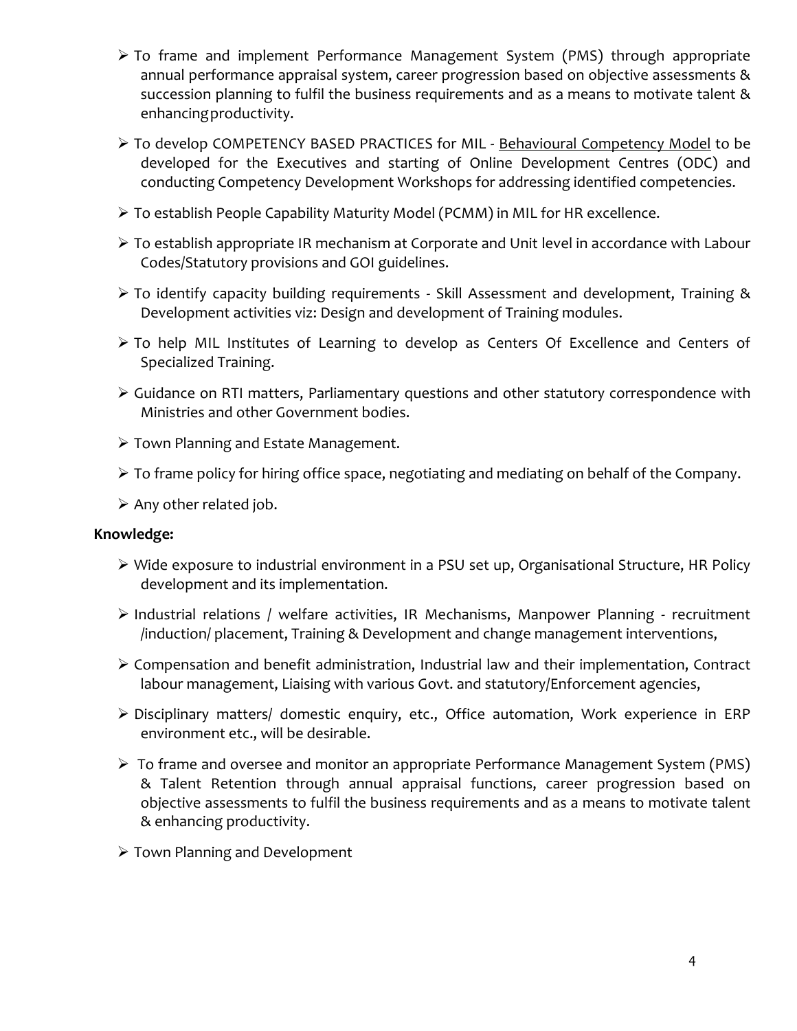- To frame and implement Performance Management System (PMS) through appropriate annual performance appraisal system, career progression based on objective assessments & succession planning to fulfil the business requirements and as a means to motivate talent & enhancing productivity.
- To develop COMPETENCY BASED PRACTICES for MIL - Behavioural Competency Model to be developed for the Executives and starting of Online Development Centres (ODC) and conducting Competency Development Workshops for addressing identified competencies.
- To establish People Capability Maturity Model (PCMM) in MIL for HR excellence.
- To establish appropriate IR mechanism at Corporate and Unit level in accordance with Labour Codes/Statutory provisions and GOI guidelines.
- To identify capacity building requirements - Skill Assessment and development, Training & Development activities viz: Design and development of Training modules.
- To help MIL Institutes of Learning to develop as Centers Of Excellence and Centers of Specialized Training.
- Guidance on RTI matters, Parliamentary questions and other statutory correspondence with Ministries and other Government bodies.
- Town Planning and Estate Management.
- To frame policy for hiring office space, negotiating and mediating on behalf of the Company.
- Any other related job.

**Knowledge:**

- Wide exposure to industrial environment in a PSU set up, Organisational Structure, HR Policy development and its implementation.
- Industrial relations / welfare activities, IR Mechanisms, Manpower Planning - recruitment /induction/ placement, Training & Development and change management interventions,
- Compensation and benefit administration, Industrial law and their implementation, Contract labour management, Liaising with various Govt. and statutory/Enforcement agencies,
- Disciplinary matters/ domestic enquiry, etc., Office automation, Work experience in ERP environment etc., will be desirable.
- To frame and oversee and monitor an appropriate Performance Management System (PMS) & Talent Retention through annual appraisal functions, career progression based on objective assessments to fulfil the business requirements and as a means to motivate talent & enhancing productivity.
- Town Planning and Development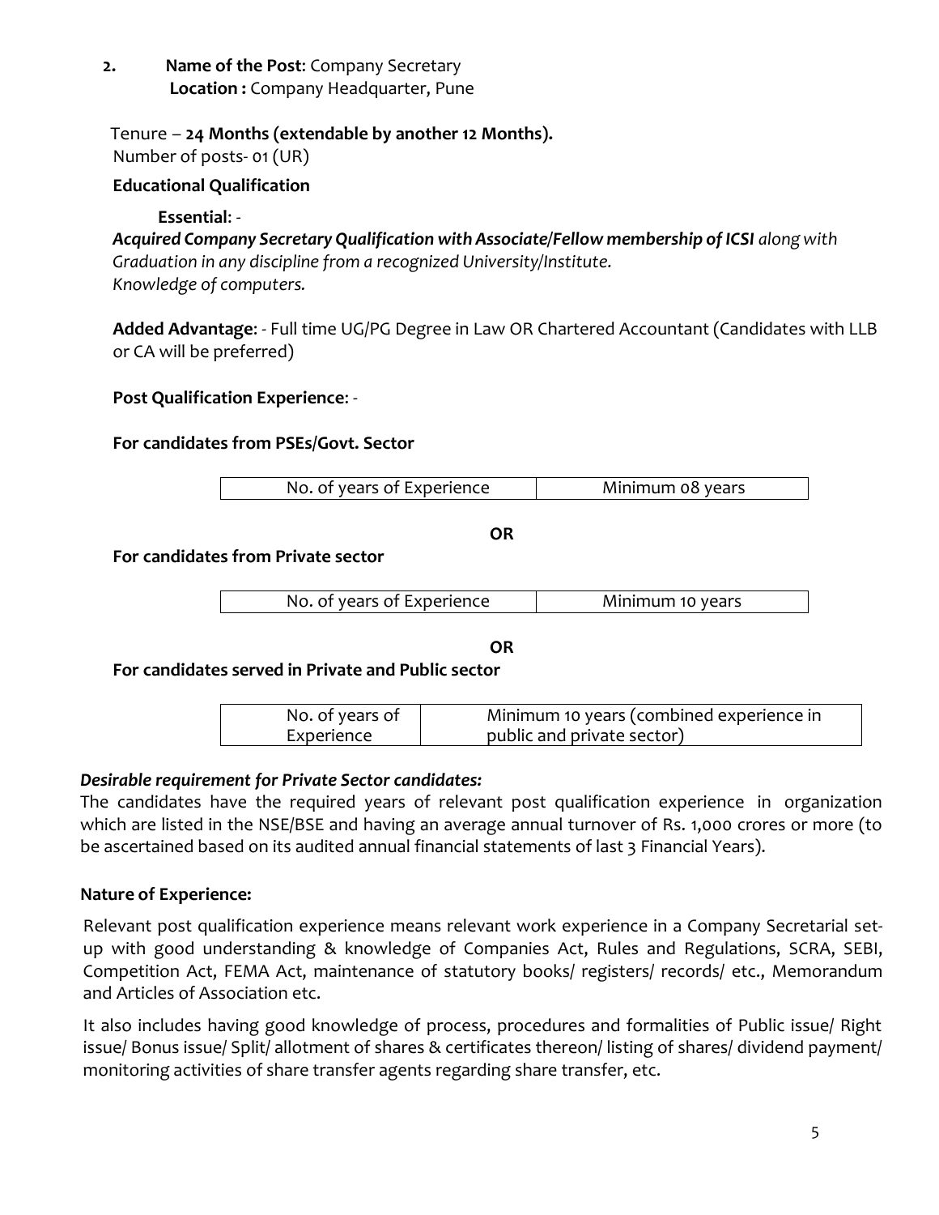**2. Name of the Post**: Company Secretary
**Location :** Company Headquarter, Pune

Tenure – **24 Months (extendable by another 12 Months).**
Number of posts- 01 (UR)

**Educational Qualification**

**Essential**: -
***Acquired Company Secretary Qualification with Associate/Fellow membership of ICSI*** *along with Graduation in any discipline from a recognized University/Institute.*
*Knowledge of computers.*

**Added Advantage**: - Full time UG/PG Degree in Law OR Chartered Accountant (Candidates with LLB or CA will be preferred)

**Post Qualification Experience**: -

**For candidates from PSEs/Govt. Sector**

| No. of years of Experience | Minimum 08 years |
|---|---|

**OR**

**For candidates from Private sector**

| No. of years of Experience | Minimum 10 years |
|---|---|

**OR**

**For candidates served in Private and Public sector**

| No. of years of Experience | Minimum 10 years (combined experience in public and private sector) |
|---|---|

***Desirable requirement for Private Sector candidates:***

The candidates have the required years of relevant post qualification experience in organization which are listed in the NSE/BSE and having an average annual turnover of Rs. 1,000 crores or more (to be ascertained based on its audited annual financial statements of last 3 Financial Years).

**Nature of Experience:**

Relevant post qualification experience means relevant work experience in a Company Secretarial set-up with good understanding & knowledge of Companies Act, Rules and Regulations, SCRA, SEBI, Competition Act, FEMA Act, maintenance of statutory books/ registers/ records/ etc., Memorandum and Articles of Association etc.

It also includes having good knowledge of process, procedures and formalities of Public issue/ Right issue/ Bonus issue/ Split/ allotment of shares & certificates thereon/ listing of shares/ dividend payment/ monitoring activities of share transfer agents regarding share transfer, etc.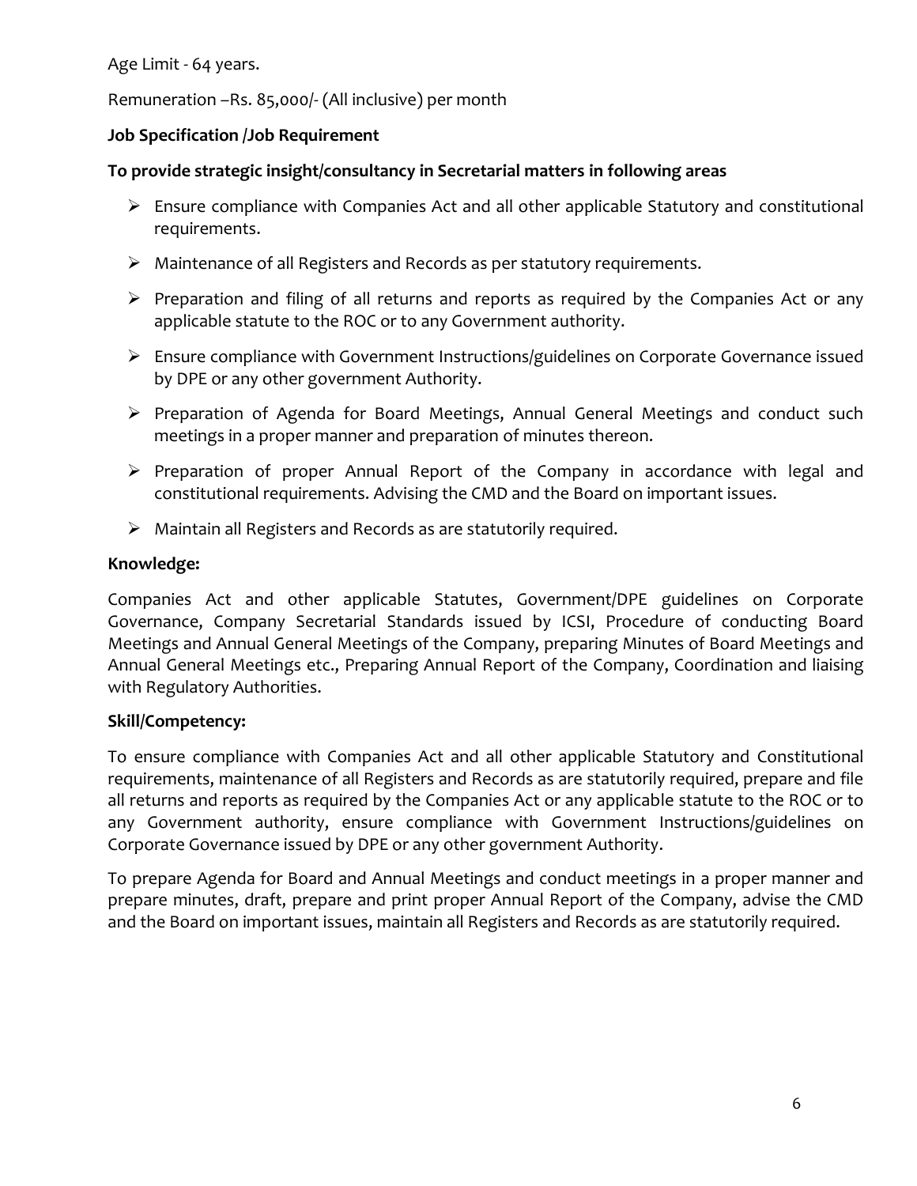Age Limit - 64 years.

Remuneration –Rs. 85,000/- (All inclusive) per month

**Job Specification /Job Requirement**

**To provide strategic insight/consultancy in Secretarial matters in following areas**

- Ensure compliance with Companies Act and all other applicable Statutory and constitutional requirements.
- Maintenance of all Registers and Records as per statutory requirements.
- Preparation and filing of all returns and reports as required by the Companies Act or any applicable statute to the ROC or to any Government authority.
- Ensure compliance with Government Instructions/guidelines on Corporate Governance issued by DPE or any other government Authority.
- Preparation of Agenda for Board Meetings, Annual General Meetings and conduct such meetings in a proper manner and preparation of minutes thereon.
- Preparation of proper Annual Report of the Company in accordance with legal and constitutional requirements. Advising the CMD and the Board on important issues.
- Maintain all Registers and Records as are statutorily required.

**Knowledge:**

Companies Act and other applicable Statutes, Government/DPE guidelines on Corporate Governance, Company Secretarial Standards issued by ICSI, Procedure of conducting Board Meetings and Annual General Meetings of the Company, preparing Minutes of Board Meetings and Annual General Meetings etc., Preparing Annual Report of the Company, Coordination and liaising with Regulatory Authorities.

**Skill/Competency:**

To ensure compliance with Companies Act and all other applicable Statutory and Constitutional requirements, maintenance of all Registers and Records as are statutorily required, prepare and file all returns and reports as required by the Companies Act or any applicable statute to the ROC or to any Government authority, ensure compliance with Government Instructions/guidelines on Corporate Governance issued by DPE or any other government Authority.

To prepare Agenda for Board and Annual Meetings and conduct meetings in a proper manner and prepare minutes, draft, prepare and print proper Annual Report of the Company, advise the CMD and the Board on important issues, maintain all Registers and Records as are statutorily required.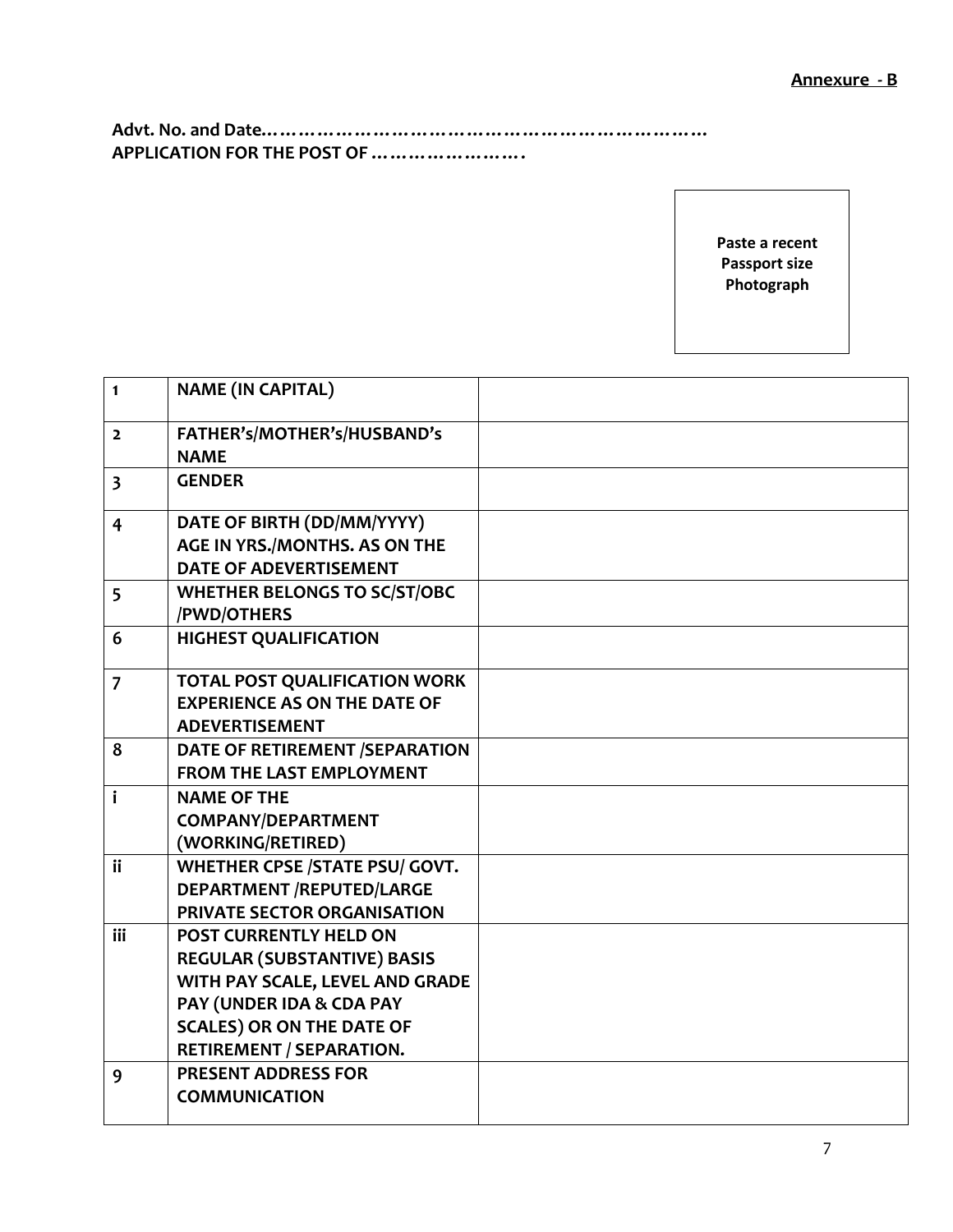**Annexure - B**

**Advt. No. and Date……………………………………………………………**
**APPLICATION FOR THE POST OF …………………….**

**Paste a recent Passport size Photograph**

| | | |
|---|---|---|
| **1** | **NAME (IN CAPITAL)** | |
| **2** | **FATHER's/MOTHER's/HUSBAND's NAME** | |
| **3** | **GENDER** | |
| **4** | **DATE OF BIRTH (DD/MM/YYYY) AGE IN YRS./MONTHS. AS ON THE DATE OF ADEVERTISEMENT** | |
| **5** | **WHETHER BELONGS TO SC/ST/OBC /PWD/OTHERS** | |
| **6** | **HIGHEST QUALIFICATION** | |
| **7** | **TOTAL POST QUALIFICATION WORK EXPERIENCE AS ON THE DATE OF ADEVERTISEMENT** | |
| **8** | **DATE OF RETIREMENT /SEPARATION FROM THE LAST EMPLOYMENT** | |
| **i** | **NAME OF THE COMPANY/DEPARTMENT (WORKING/RETIRED)** | |
| **ii** | **WHETHER CPSE /STATE PSU/ GOVT. DEPARTMENT /REPUTED/LARGE PRIVATE SECTOR ORGANISATION** | |
| **iii** | **POST CURRENTLY HELD ON REGULAR (SUBSTANTIVE) BASIS WITH PAY SCALE, LEVEL AND GRADE PAY (UNDER IDA & CDA PAY SCALES) OR ON THE DATE OF RETIREMENT / SEPARATION.** | |
| **9** | **PRESENT ADDRESS FOR COMMUNICATION** | |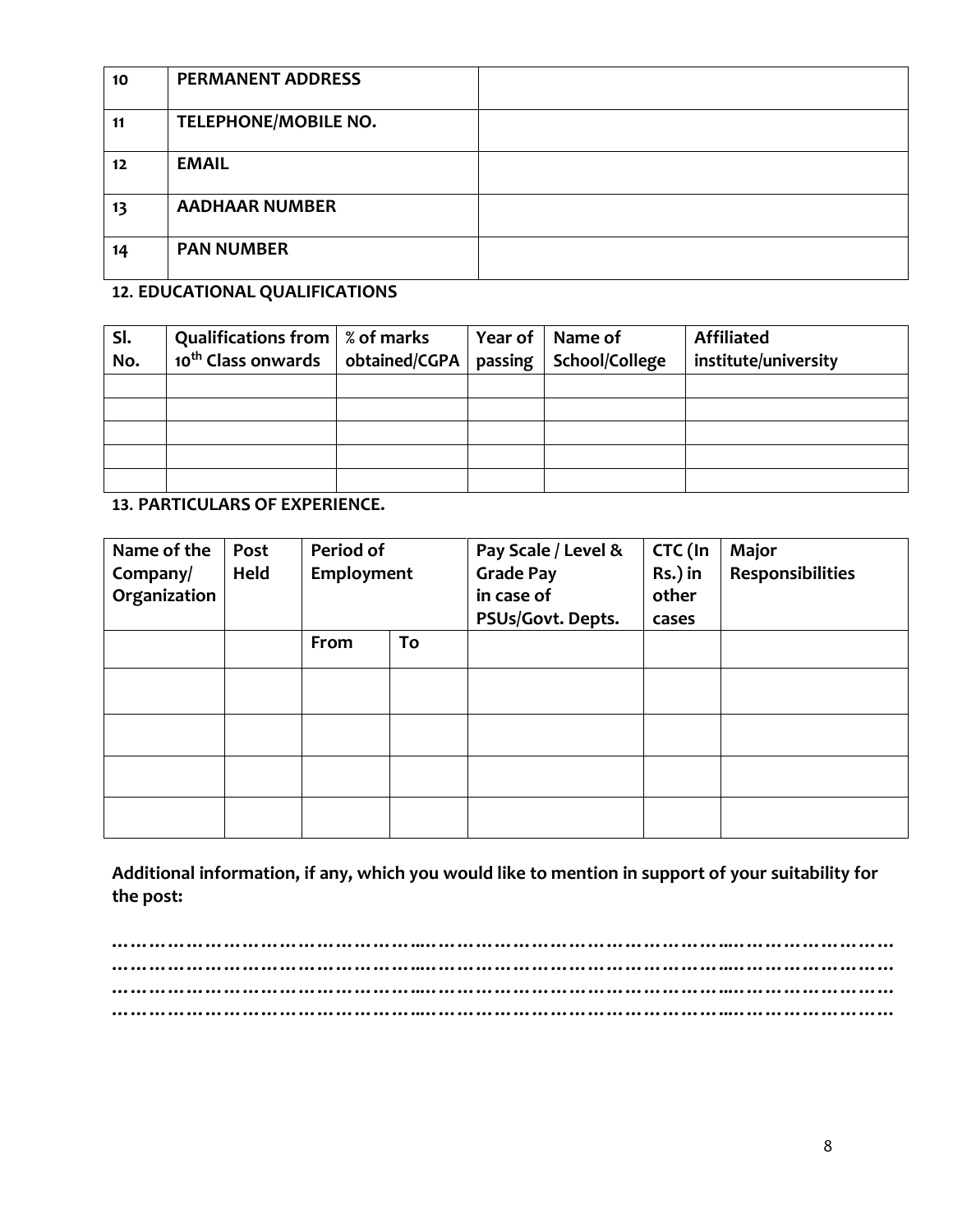| 10 | PERMANENT ADDRESS | |
|---|---|---|
| 11 | TELEPHONE/MOBILE NO. | |
| 12 | EMAIL | |
| 13 | AADHAAR NUMBER | |
| 14 | PAN NUMBER | |

**12. EDUCATIONAL QUALIFICATIONS**

| Sl. No. | Qualifications from 10th Class onwards | % of marks obtained/CGPA | Year of passing | Name of School/College | Affiliated institute/university |
|---|---|---|---|---|---|
| | | | | | |
| | | | | | |
| | | | | | |
| | | | | | |
| | | | | | |

**13. PARTICULARS OF EXPERIENCE.**

| Name of the Company/ Organization | Post Held | Period of Employment | | Pay Scale / Level & Grade Pay in case of PSUs/Govt. Depts. | CTC (In Rs.) in other cases | Major Responsibilities |
|---|---|---|---|---|---|---|
| | | From | To | | | |
| | | | | | | |
| | | | | | | |
| | | | | | | |
| | | | | | | |

**Additional information, if any, which you would like to mention in support of your suitability for the post:**

………………………………………………...……………………………………………...……………………
………………………………………………...……………………………………………...……………………
………………………………………………...……………………………………………...……………………
………………………………………………...……………………………………………...……………………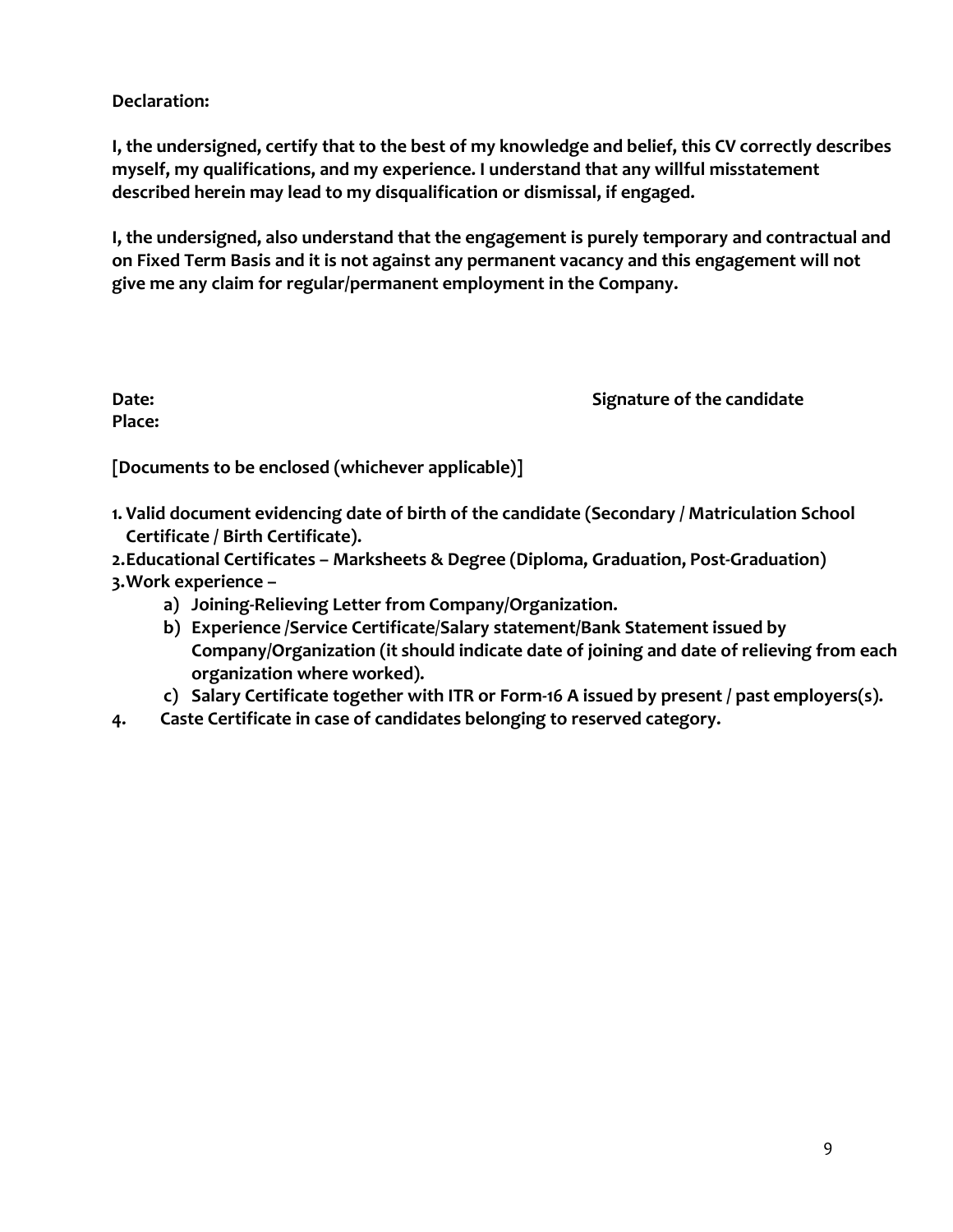**Declaration:**

**I, the undersigned, certify that to the best of my knowledge and belief, this CV correctly describes myself, my qualifications, and my experience. I understand that any willful misstatement described herein may lead to my disqualification or dismissal, if engaged.**

**I, the undersigned, also understand that the engagement is purely temporary and contractual and on Fixed Term Basis and it is not against any permanent vacancy and this engagement will not give me any claim for regular/permanent employment in the Company.**

**Date:** **Signature of the candidate**

**Place:**

**[Documents to be enclosed (whichever applicable)]**

1. **Valid document evidencing date of birth of the candidate (Secondary / Matriculation School Certificate / Birth Certificate).**
2. **Educational Certificates – Marksheets & Degree (Diploma, Graduation, Post-Graduation)**
3. **Work experience –**
    a) **Joining-Relieving Letter from Company/Organization.**
    b) **Experience /Service Certificate/Salary statement/Bank Statement issued by Company/Organization (it should indicate date of joining and date of relieving from each organization where worked).**
    c) **Salary Certificate together with ITR or Form-16 A issued by present / past employers(s).**
4. **Caste Certificate in case of candidates belonging to reserved category.**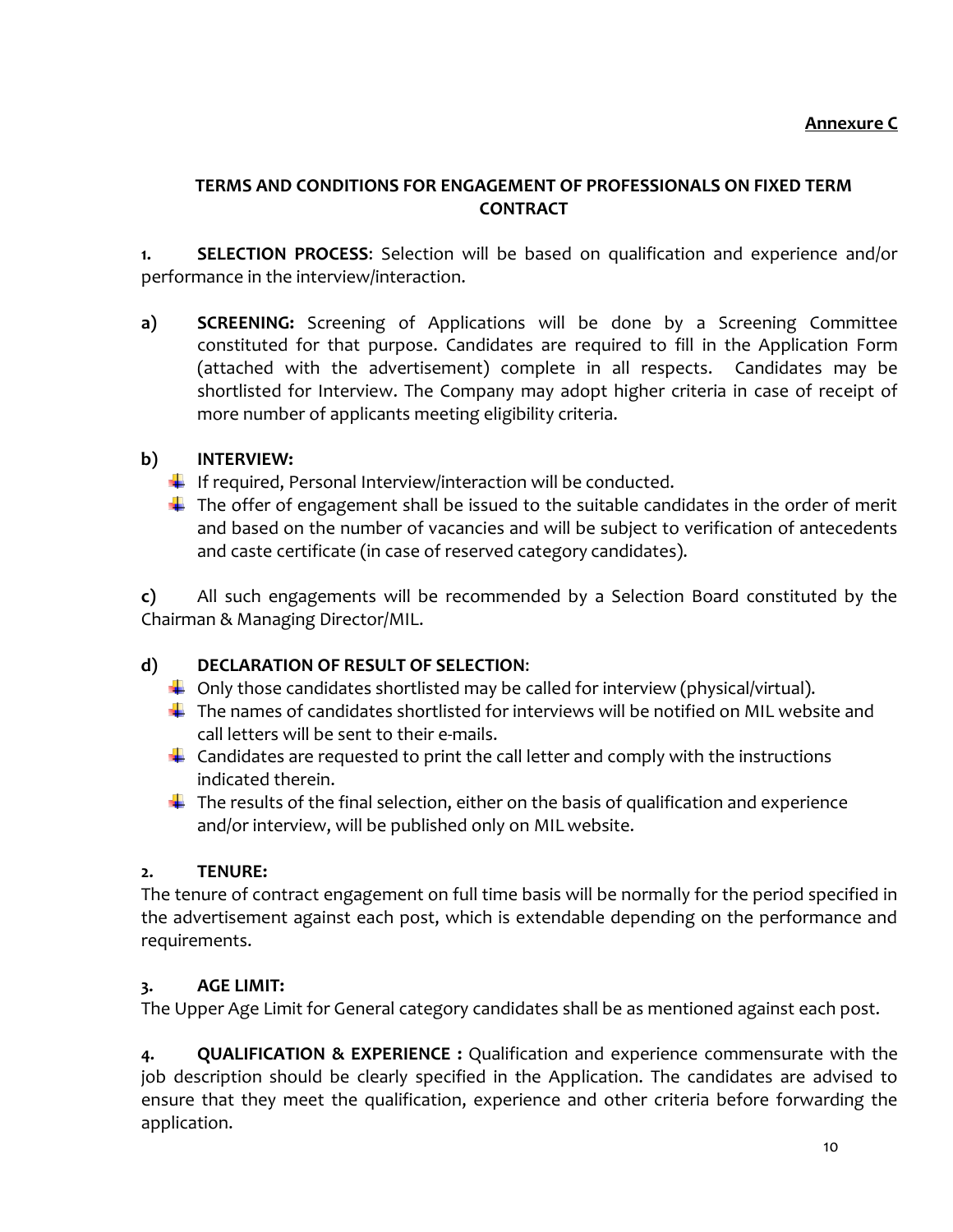**Annexure C**

## TERMS AND CONDITIONS FOR ENGAGEMENT OF PROFESSIONALS ON FIXED TERM CONTRACT

**1. SELECTION PROCESS**: Selection will be based on qualification and experience and/or performance in the interview/interaction.

**a) SCREENING:** Screening of Applications will be done by a Screening Committee constituted for that purpose. Candidates are required to fill in the Application Form (attached with the advertisement) complete in all respects. Candidates may be shortlisted for Interview. The Company may adopt higher criteria in case of receipt of more number of applicants meeting eligibility criteria.

**b) INTERVIEW:**

- If required, Personal Interview/interaction will be conducted.
- The offer of engagement shall be issued to the suitable candidates in the order of merit and based on the number of vacancies and will be subject to verification of antecedents and caste certificate (in case of reserved category candidates).

**c)** All such engagements will be recommended by a Selection Board constituted by the Chairman & Managing Director/MIL.

**d) DECLARATION OF RESULT OF SELECTION**:

- Only those candidates shortlisted may be called for interview (physical/virtual).
- The names of candidates shortlisted for interviews will be notified on MIL website and call letters will be sent to their e-mails.
- Candidates are requested to print the call letter and comply with the instructions indicated therein.
- The results of the final selection, either on the basis of qualification and experience and/or interview, will be published only on MIL website.

**2. TENURE:**

The tenure of contract engagement on full time basis will be normally for the period specified in the advertisement against each post, which is extendable depending on the performance and requirements.

**3. AGE LIMIT:**

The Upper Age Limit for General category candidates shall be as mentioned against each post.

**4. QUALIFICATION & EXPERIENCE :** Qualification and experience commensurate with the job description should be clearly specified in the Application. The candidates are advised to ensure that they meet the qualification, experience and other criteria before forwarding the application.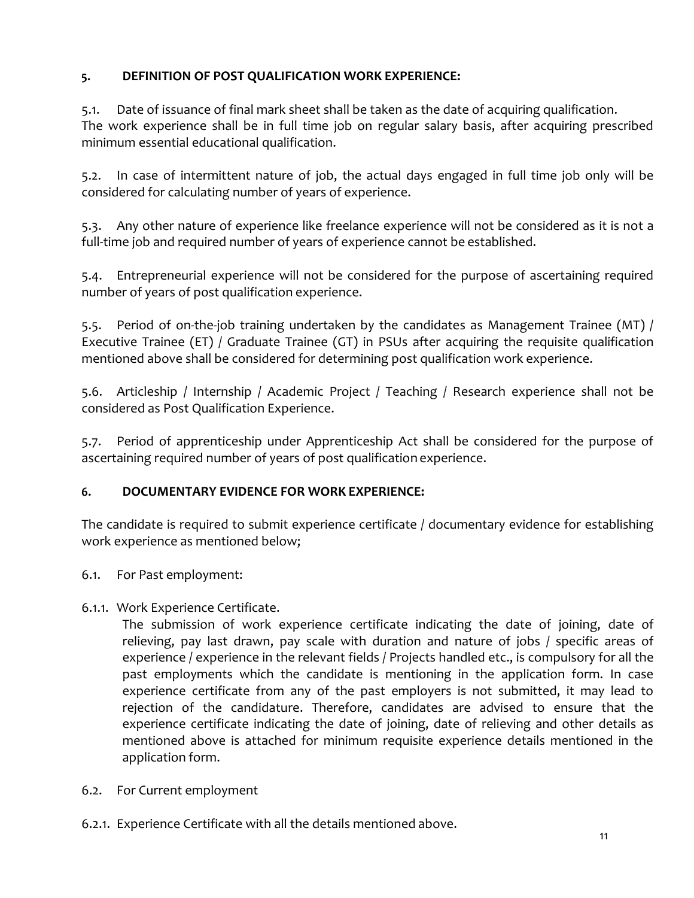## 5. DEFINITION OF POST QUALIFICATION WORK EXPERIENCE:

5.1. Date of issuance of final mark sheet shall be taken as the date of acquiring qualification. The work experience shall be in full time job on regular salary basis, after acquiring prescribed minimum essential educational qualification.

5.2. In case of intermittent nature of job, the actual days engaged in full time job only will be considered for calculating number of years of experience.

5.3. Any other nature of experience like freelance experience will not be considered as it is not a full-time job and required number of years of experience cannot be established.

5.4. Entrepreneurial experience will not be considered for the purpose of ascertaining required number of years of post qualification experience.

5.5. Period of on-the-job training undertaken by the candidates as Management Trainee (MT) / Executive Trainee (ET) / Graduate Trainee (GT) in PSUs after acquiring the requisite qualification mentioned above shall be considered for determining post qualification work experience.

5.6. Articleship / Internship / Academic Project / Teaching / Research experience shall not be considered as Post Qualification Experience.

5.7. Period of apprenticeship under Apprenticeship Act shall be considered for the purpose of ascertaining required number of years of post qualification experience.

## 6. DOCUMENTARY EVIDENCE FOR WORK EXPERIENCE:

The candidate is required to submit experience certificate / documentary evidence for establishing work experience as mentioned below;

6.1. For Past employment:

6.1.1. Work Experience Certificate.

The submission of work experience certificate indicating the date of joining, date of relieving, pay last drawn, pay scale with duration and nature of jobs / specific areas of experience / experience in the relevant fields / Projects handled etc., is compulsory for all the past employments which the candidate is mentioning in the application form. In case experience certificate from any of the past employers is not submitted, it may lead to rejection of the candidature. Therefore, candidates are advised to ensure that the experience certificate indicating the date of joining, date of relieving and other details as mentioned above is attached for minimum requisite experience details mentioned in the application form.

6.2. For Current employment

6.2.1. Experience Certificate with all the details mentioned above.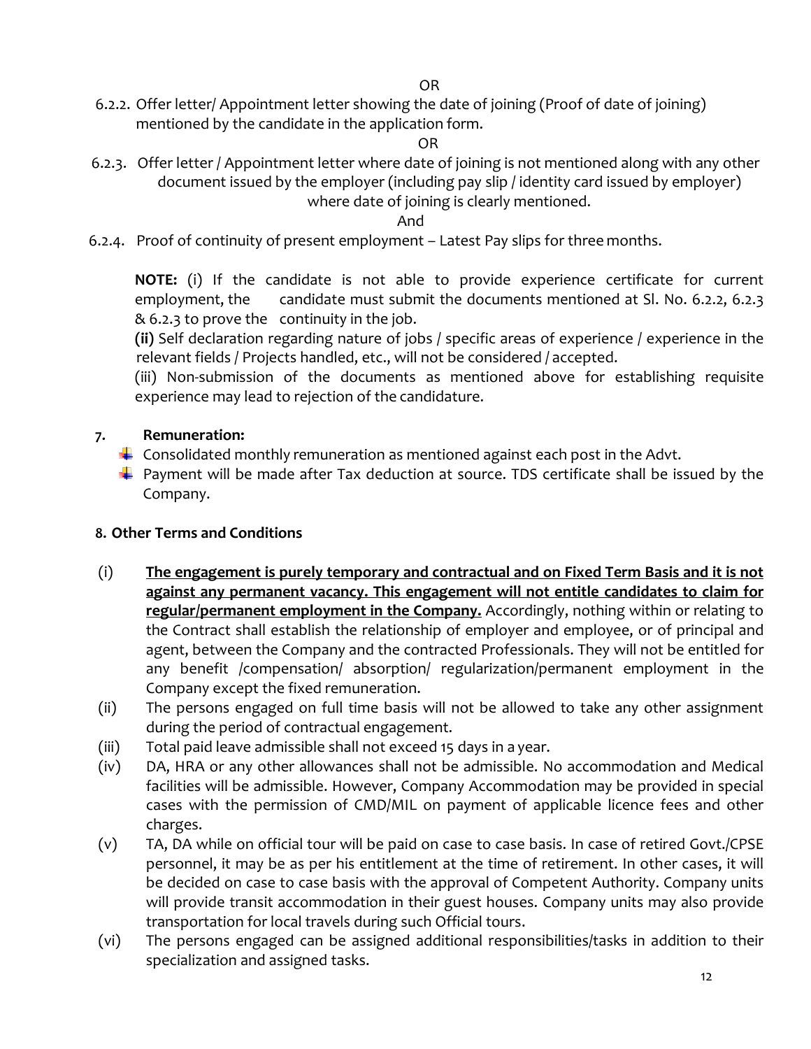OR

6.2.2. Offer letter/ Appointment letter showing the date of joining (Proof of date of joining) mentioned by the candidate in the application form.

OR

6.2.3. Offer letter / Appointment letter where date of joining is not mentioned along with any other document issued by the employer (including pay slip / identity card issued by employer) where date of joining is clearly mentioned.

And

6.2.4. Proof of continuity of present employment – Latest Pay slips for three months.

**NOTE:** (i) If the candidate is not able to provide experience certificate for current employment, the candidate must submit the documents mentioned at Sl. No. 6.2.2, 6.2.3 & 6.2.3 to prove the continuity in the job.

**(ii)** Self declaration regarding nature of jobs / specific areas of experience / experience in the relevant fields / Projects handled, etc., will not be considered / accepted.

(iii) Non-submission of the documents as mentioned above for establishing requisite experience may lead to rejection of the candidature.

**7. Remuneration:**

- Consolidated monthly remuneration as mentioned against each post in the Advt.
- Payment will be made after Tax deduction at source. TDS certificate shall be issued by the Company.

**8. Other Terms and Conditions**

(i) **<u>The engagement is purely temporary and contractual and on Fixed Term Basis and it is not against any permanent vacancy. This engagement will not entitle candidates to claim for regular/permanent employment in the Company.</u>** Accordingly, nothing within or relating to the Contract shall establish the relationship of employer and employee, or of principal and agent, between the Company and the contracted Professionals. They will not be entitled for any benefit /compensation/ absorption/ regularization/permanent employment in the Company except the fixed remuneration.

(ii) The persons engaged on full time basis will not be allowed to take any other assignment during the period of contractual engagement.

(iii) Total paid leave admissible shall not exceed 15 days in a year.

(iv) DA, HRA or any other allowances shall not be admissible. No accommodation and Medical facilities will be admissible. However, Company Accommodation may be provided in special cases with the permission of CMD/MIL on payment of applicable licence fees and other charges.

(v) TA, DA while on official tour will be paid on case to case basis. In case of retired Govt./CPSE personnel, it may be as per his entitlement at the time of retirement. In other cases, it will be decided on case to case basis with the approval of Competent Authority. Company units will provide transit accommodation in their guest houses. Company units may also provide transportation for local travels during such Official tours.

(vi) The persons engaged can be assigned additional responsibilities/tasks in addition to their specialization and assigned tasks.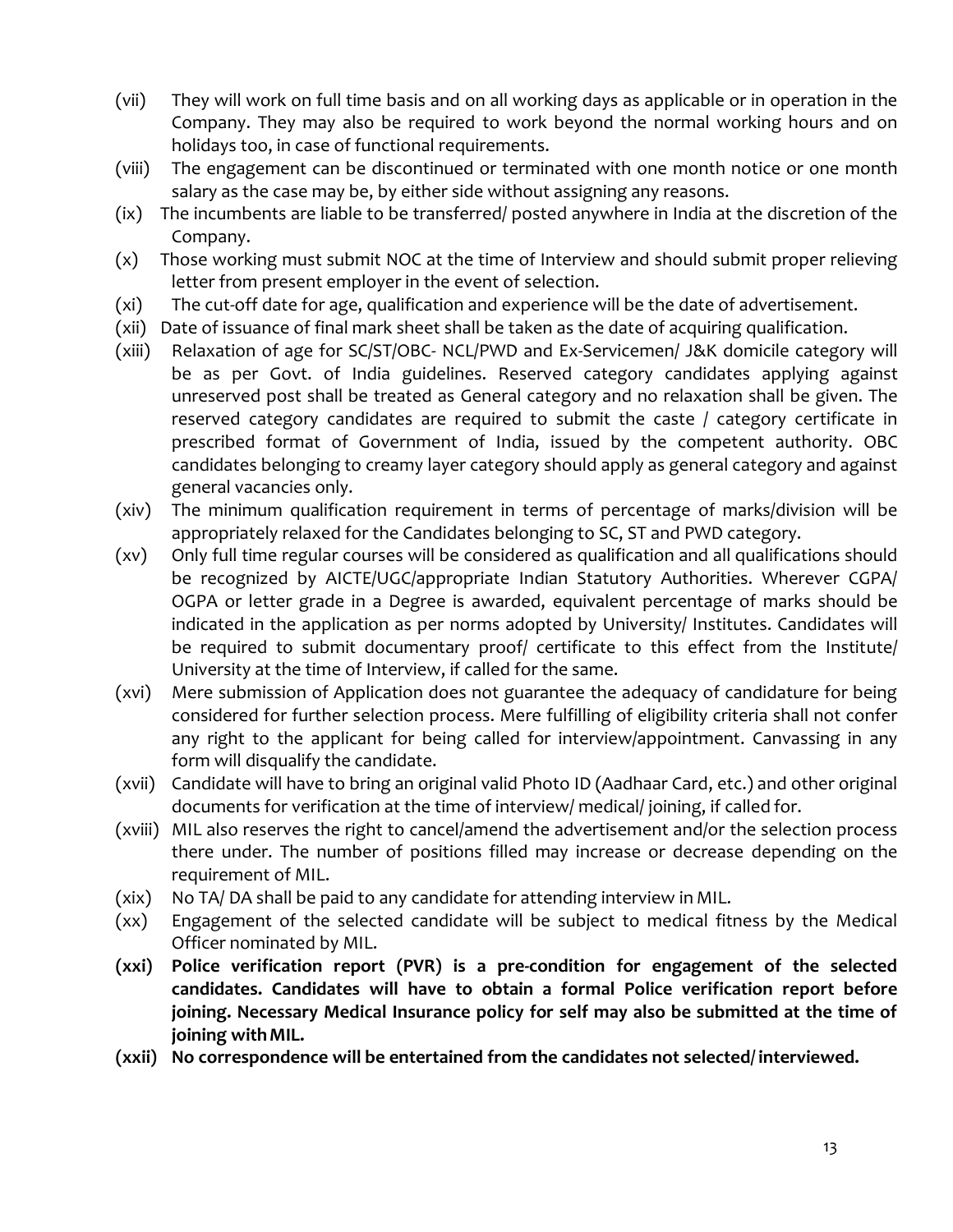(vii) They will work on full time basis and on all working days as applicable or in operation in the Company. They may also be required to work beyond the normal working hours and on holidays too, in case of functional requirements.

(viii) The engagement can be discontinued or terminated with one month notice or one month salary as the case may be, by either side without assigning any reasons.

(ix) The incumbents are liable to be transferred/ posted anywhere in India at the discretion of the Company.

(x) Those working must submit NOC at the time of Interview and should submit proper relieving letter from present employer in the event of selection.

(xi) The cut-off date for age, qualification and experience will be the date of advertisement.

(xii) Date of issuance of final mark sheet shall be taken as the date of acquiring qualification.

(xiii) Relaxation of age for SC/ST/OBC- NCL/PWD and Ex-Servicemen/ J&K domicile category will be as per Govt. of India guidelines. Reserved category candidates applying against unreserved post shall be treated as General category and no relaxation shall be given. The reserved category candidates are required to submit the caste / category certificate in prescribed format of Government of India, issued by the competent authority. OBC candidates belonging to creamy layer category should apply as general category and against general vacancies only.

(xiv) The minimum qualification requirement in terms of percentage of marks/division will be appropriately relaxed for the Candidates belonging to SC, ST and PWD category.

(xv) Only full time regular courses will be considered as qualification and all qualifications should be recognized by AICTE/UGC/appropriate Indian Statutory Authorities. Wherever CGPA/ OGPA or letter grade in a Degree is awarded, equivalent percentage of marks should be indicated in the application as per norms adopted by University/ Institutes. Candidates will be required to submit documentary proof/ certificate to this effect from the Institute/ University at the time of Interview, if called for the same.

(xvi) Mere submission of Application does not guarantee the adequacy of candidature for being considered for further selection process. Mere fulfilling of eligibility criteria shall not confer any right to the applicant for being called for interview/appointment. Canvassing in any form will disqualify the candidate.

(xvii) Candidate will have to bring an original valid Photo ID (Aadhaar Card, etc.) and other original documents for verification at the time of interview/ medical/ joining, if called for.

(xviii) MIL also reserves the right to cancel/amend the advertisement and/or the selection process there under. The number of positions filled may increase or decrease depending on the requirement of MIL.

(xix) No TA/ DA shall be paid to any candidate for attending interview in MIL.

(xx) Engagement of the selected candidate will be subject to medical fitness by the Medical Officer nominated by MIL.

**(xxi) Police verification report (PVR) is a pre-condition for engagement of the selected candidates. Candidates will have to obtain a formal Police verification report before joining. Necessary Medical Insurance policy for self may also be submitted at the time of joining with MIL.**

**(xxii) No correspondence will be entertained from the candidates not selected/ interviewed.**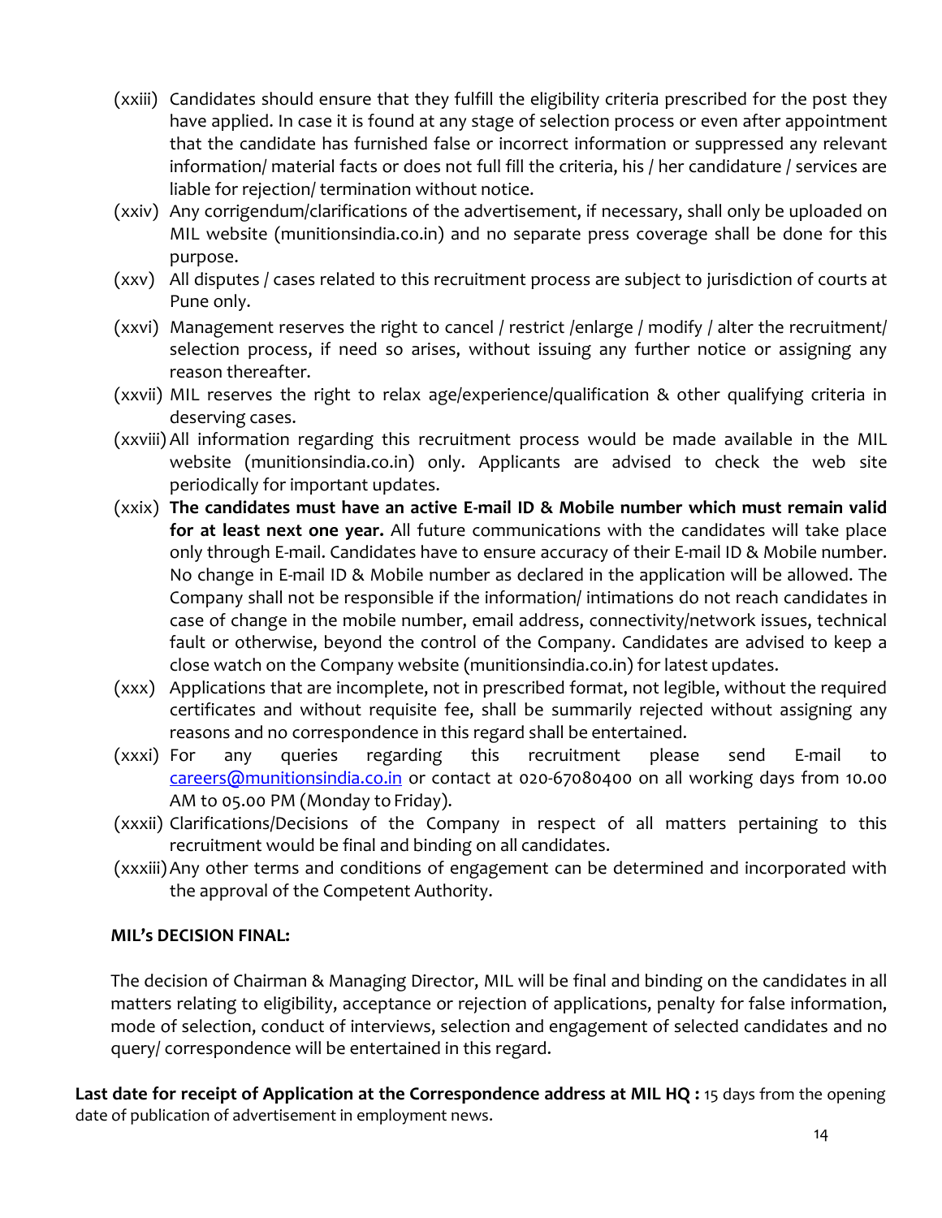(xxiii) Candidates should ensure that they fulfill the eligibility criteria prescribed for the post they have applied. In case it is found at any stage of selection process or even after appointment that the candidate has furnished false or incorrect information or suppressed any relevant information/ material facts or does not full fill the criteria, his / her candidature / services are liable for rejection/ termination without notice.

(xxiv) Any corrigendum/clarifications of the advertisement, if necessary, shall only be uploaded on MIL website (munitionsindia.co.in) and no separate press coverage shall be done for this purpose.

(xxv) All disputes / cases related to this recruitment process are subject to jurisdiction of courts at Pune only.

(xxvi) Management reserves the right to cancel / restrict /enlarge / modify / alter the recruitment/ selection process, if need so arises, without issuing any further notice or assigning any reason thereafter.

(xxvii) MIL reserves the right to relax age/experience/qualification & other qualifying criteria in deserving cases.

(xxviii) All information regarding this recruitment process would be made available in the MIL website (munitionsindia.co.in) only. Applicants are advised to check the web site periodically for important updates.

(xxix) **The candidates must have an active E-mail ID & Mobile number which must remain valid for at least next one year.** All future communications with the candidates will take place only through E-mail. Candidates have to ensure accuracy of their E-mail ID & Mobile number. No change in E-mail ID & Mobile number as declared in the application will be allowed. The Company shall not be responsible if the information/ intimations do not reach candidates in case of change in the mobile number, email address, connectivity/network issues, technical fault or otherwise, beyond the control of the Company. Candidates are advised to keep a close watch on the Company website (munitionsindia.co.in) for latest updates.

(xxx) Applications that are incomplete, not in prescribed format, not legible, without the required certificates and without requisite fee, shall be summarily rejected without assigning any reasons and no correspondence in this regard shall be entertained.

(xxxi) For any queries regarding this recruitment please send E-mail to careers@munitionsindia.co.in or contact at 020-67080400 on all working days from 10.00 AM to 05.00 PM (Monday to Friday).

(xxxii) Clarifications/Decisions of the Company in respect of all matters pertaining to this recruitment would be final and binding on all candidates.

(xxxiii) Any other terms and conditions of engagement can be determined and incorporated with the approval of the Competent Authority.

**MIL's DECISION FINAL:**

The decision of Chairman & Managing Director, MIL will be final and binding on the candidates in all matters relating to eligibility, acceptance or rejection of applications, penalty for false information, mode of selection, conduct of interviews, selection and engagement of selected candidates and no query/ correspondence will be entertained in this regard.

**Last date for receipt of Application at the Correspondence address at MIL HQ :** 15 days from the opening date of publication of advertisement in employment news.